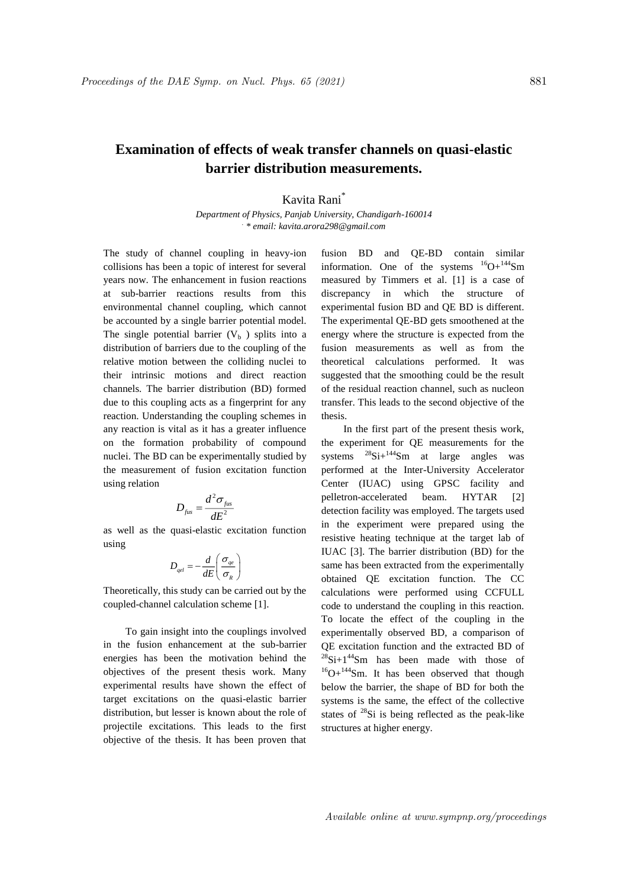# Examination of effects of weak transfer channels on quasi-elastic barrier distribution measurements.

Kavita Rani*

*Department of Physics, Panjab University, Chandigarh-160014*
*\* email: kavita.arora298@gmail.com*

The study of channel coupling in heavy-ion collisions has been a topic of interest for several years now. The enhancement in fusion reactions at sub-barrier reactions results from this environmental channel coupling, which cannot be accounted by a single barrier potential model. The single potential barrier ($V_b$ ) splits into a distribution of barriers due to the coupling of the relative motion between the colliding nuclei to their intrinsic motions and direct reaction channels. The barrier distribution (BD) formed due to this coupling acts as a fingerprint for any reaction. Understanding the coupling schemes in any reaction is vital as it has a greater influence on the formation probability of compound nuclei. The BD can be experimentally studied by the measurement of fusion excitation function using relation

$$D_{fus} = \frac{d^2\sigma_{fus}}{dE^2}$$

as well as the quasi-elastic excitation function using

$$D_{qel} = -\frac{d}{dE}\left(\frac{\sigma_{qe}}{\sigma_R}\right)$$

Theoretically, this study can be carried out by the coupled-channel calculation scheme [1].

To gain insight into the couplings involved in the fusion enhancement at the sub-barrier energies has been the motivation behind the objectives of the present thesis work. Many experimental results have shown the effect of target excitations on the quasi-elastic barrier distribution, but lesser is known about the role of projectile excitations. This leads to the first objective of the thesis. It has been proven that fusion BD and QE-BD contain similar information. One of the systems $^{16}O+^{144}Sm$ measured by Timmers et al. [1] is a case of discrepancy in which the structure of experimental fusion BD and QE BD is different. The experimental QE-BD gets smoothened at the energy where the structure is expected from the fusion measurements as well as from the theoretical calculations performed. It was suggested that the smoothing could be the result of the residual reaction channel, such as nucleon transfer. This leads to the second objective of the thesis.

In the first part of the present thesis work, the experiment for QE measurements for the systems $^{28}Si+^{144}Sm$ at large angles was performed at the Inter-University Accelerator Center (IUAC) using GPSC facility and pelletron-accelerated beam. HYTAR [2] detection facility was employed. The targets used in the experiment were prepared using the resistive heating technique at the target lab of IUAC [3]. The barrier distribution (BD) for the same has been extracted from the experimentally obtained QE excitation function. The CC calculations were performed using CCFULL code to understand the coupling in this reaction. To locate the effect of the coupling in the experimentally observed BD, a comparison of QE excitation function and the extracted BD of $^{28}Si+1^{44}Sm$ has been made with those of $^{16}O+^{144}Sm$. It has been observed that though below the barrier, the shape of BD for both the systems is the same, the effect of the collective states of $^{28}Si$ is being reflected as the peak-like structures at higher energy.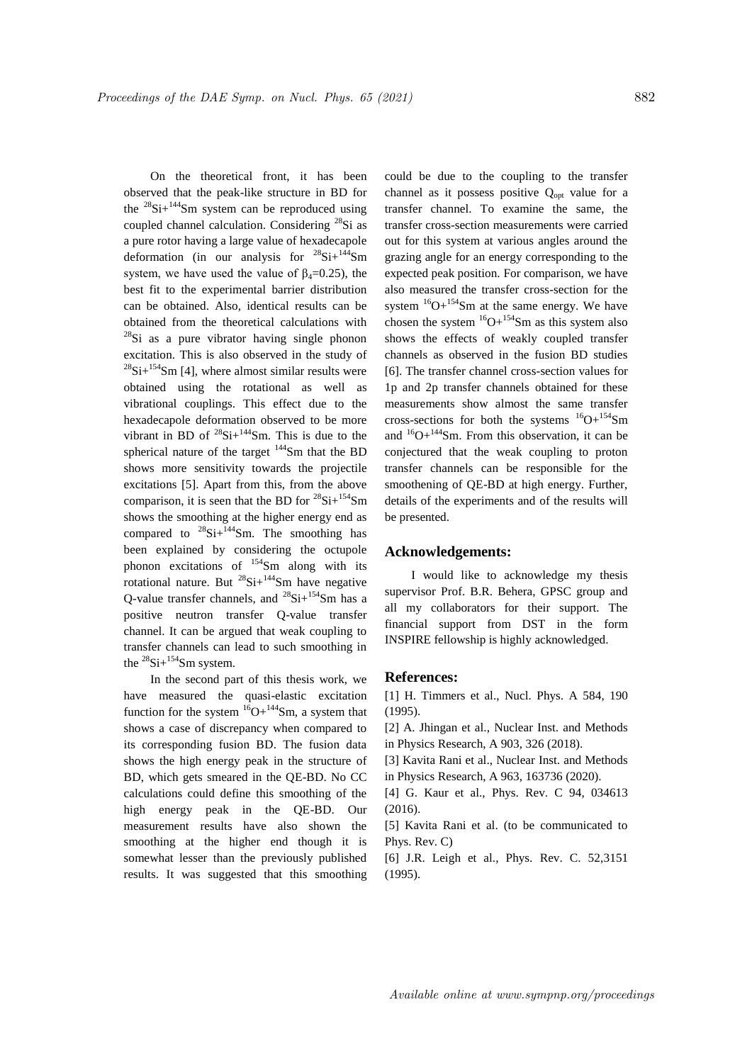On the theoretical front, it has been observed that the peak-like structure in BD for the $^{28}Si+^{144}Sm$ system can be reproduced using coupled channel calculation. Considering $^{28}Si$ as a pure rotor having a large value of hexadecapole deformation (in our analysis for $^{28}Si+^{144}Sm$ system, we have used the value of $\beta_4$=0.25), the best fit to the experimental barrier distribution can be obtained. Also, identical results can be obtained from the theoretical calculations with $^{28}Si$ as a pure vibrator having single phonon excitation. This is also observed in the study of $^{28}Si+^{154}Sm$ [4], where almost similar results were obtained using the rotational as well as vibrational couplings. This effect due to the hexadecapole deformation observed to be more vibrant in BD of $^{28}Si+^{144}Sm$. This is due to the spherical nature of the target $^{144}Sm$ that the BD shows more sensitivity towards the projectile excitations [5]. Apart from this, from the above comparison, it is seen that the BD for $^{28}Si+^{154}Sm$ shows the smoothing at the higher energy end as compared to $^{28}Si+^{144}Sm$. The smoothing has been explained by considering the octupole phonon excitations of $^{154}Sm$ along with its rotational nature. But $^{28}Si+^{144}Sm$ have negative Q-value transfer channels, and $^{28}Si+^{154}Sm$ has a positive neutron transfer Q-value transfer channel. It can be argued that weak coupling to transfer channels can lead to such smoothing in the $^{28}Si+^{154}Sm$ system.

In the second part of this thesis work, we have measured the quasi-elastic excitation function for the system $^{16}O+^{144}Sm$, a system that shows a case of discrepancy when compared to its corresponding fusion BD. The fusion data shows the high energy peak in the structure of BD, which gets smeared in the QE-BD. No CC calculations could define this smoothing of the high energy peak in the QE-BD. Our measurement results have also shown the smoothing at the higher end though it is somewhat lesser than the previously published results. It was suggested that this smoothing could be due to the coupling to the transfer channel as it possess positive $Q_{opt}$ value for a transfer channel. To examine the same, the transfer cross-section measurements were carried out for this system at various angles around the grazing angle for an energy corresponding to the expected peak position. For comparison, we have also measured the transfer cross-section for the system $^{16}O+^{154}Sm$ at the same energy. We have chosen the system $^{16}O+^{154}Sm$ as this system also shows the effects of weakly coupled transfer channels as observed in the fusion BD studies [6]. The transfer channel cross-section values for 1p and 2p transfer channels obtained for these measurements show almost the same transfer cross-sections for both the systems $^{16}O+^{154}Sm$ and $^{16}O+^{144}Sm$. From this observation, it can be conjectured that the weak coupling to proton transfer channels can be responsible for the smoothening of QE-BD at high energy. Further, details of the experiments and of the results will be presented.

## Acknowledgements:

I would like to acknowledge my thesis supervisor Prof. B.R. Behera, GPSC group and all my collaborators for their support. The financial support from DST in the form INSPIRE fellowship is highly acknowledged.

## References:

[1] H. Timmers et al., Nucl. Phys. A 584, 190 (1995).

[2] A. Jhingan et al., Nuclear Inst. and Methods in Physics Research, A 903, 326 (2018).

[3] Kavita Rani et al., Nuclear Inst. and Methods in Physics Research, A 963, 163736 (2020).

[4] G. Kaur et al., Phys. Rev. C 94, 034613 (2016).

[5] Kavita Rani et al. (to be communicated to Phys. Rev. C)

[6] J.R. Leigh et al., Phys. Rev. C. 52,3151 (1995).